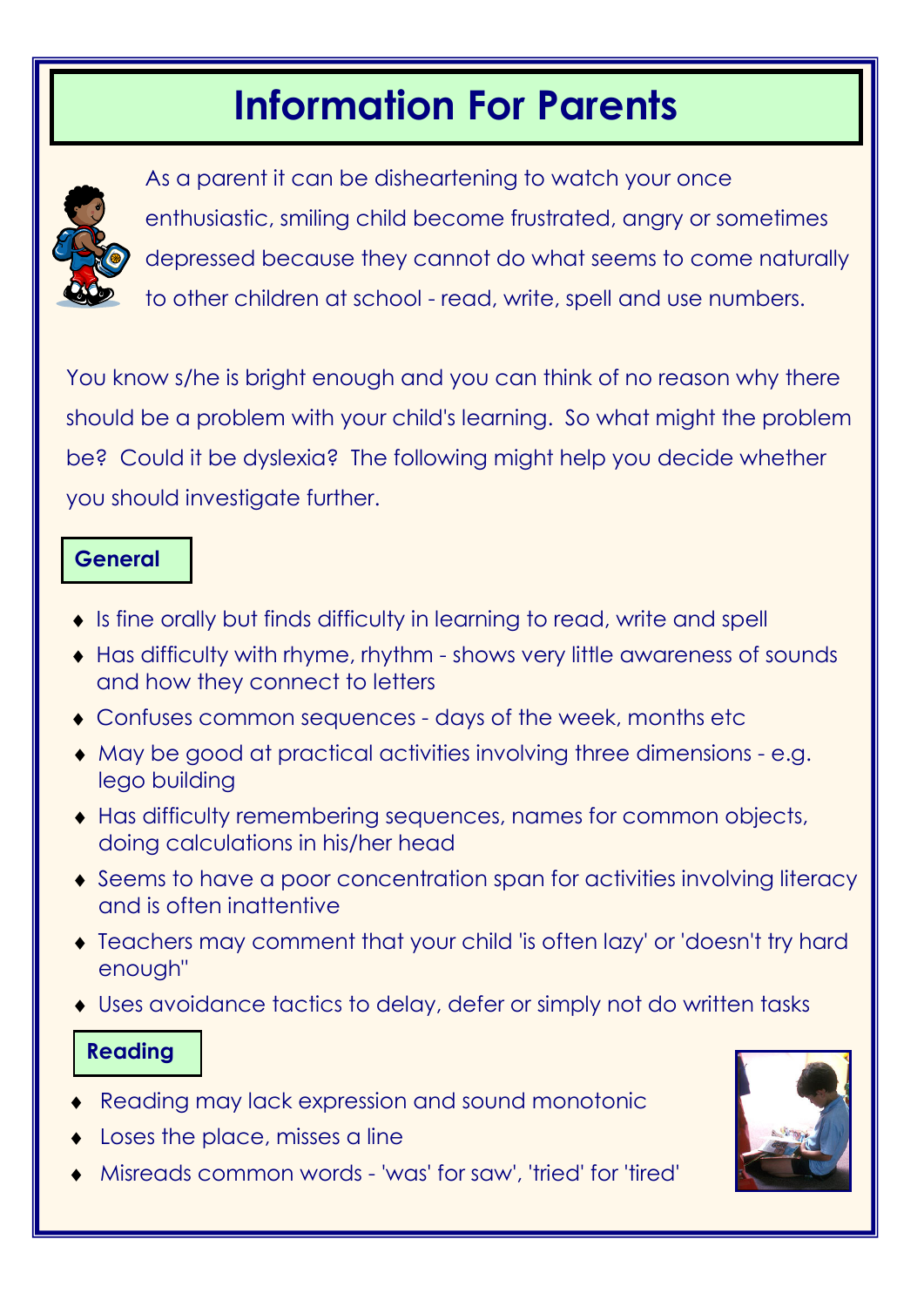# Information For Parents

As a parent it can be disheartening to watch your once enthusiastic, smiling child become frustrated, angry or sometimes depressed because they cannot do what seems to come naturally to other children at school - read, write, spell and use numbers.

You know s/he is bright enough and you can think of no reason why there should be a problem with your child's learning. So what might the problem be? Could it be dyslexia? The following might help you decide whether you should investigate further.

## General

- Is fine orally but finds difficulty in learning to read, write and spell
- Has difficulty with rhyme, rhythm - shows very little awareness of sounds and how they connect to letters
- Confuses common sequences - days of the week, months etc
- May be good at practical activities involving three dimensions - e.g. lego building
- Has difficulty remembering sequences, names for common objects, doing calculations in his/her head
- Seems to have a poor concentration span for activities involving literacy and is often inattentive
- Teachers may comment that your child 'is often lazy' or 'doesn't try hard enough''
- Uses avoidance tactics to delay, defer or simply not do written tasks

## Reading

- Reading may lack expression and sound monotonic
- Loses the place, misses a line
- Misreads common words - 'was' for saw', 'tried' for 'tired'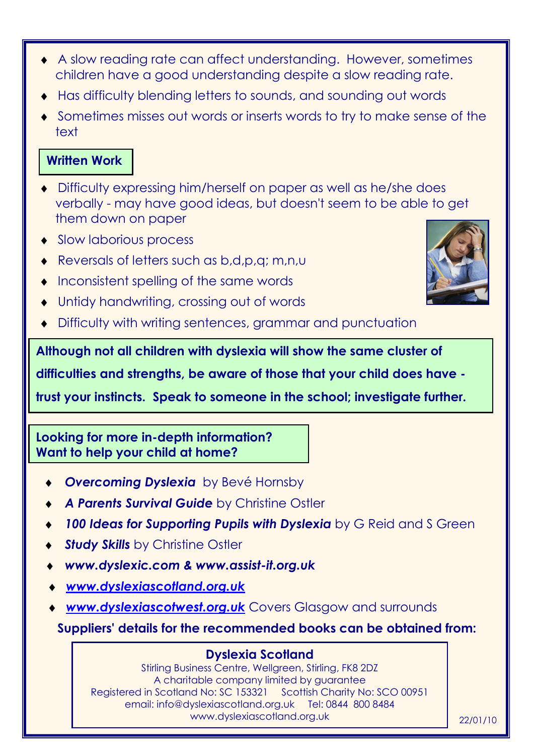- A slow reading rate can affect understanding. However, sometimes children have a good understanding despite a slow reading rate.
- Has difficulty blending letters to sounds, and sounding out words
- Sometimes misses out words or inserts words to try to make sense of the text

## Written Work

- Difficulty expressing him/herself on paper as well as he/she does verbally - may have good ideas, but doesn't seem to be able to get them down on paper
- Slow laborious process
- Reversals of letters such as b,d,p,q; m,n,u
- Inconsistent spelling of the same words
- Untidy handwriting, crossing out of words
- Difficulty with writing sentences, grammar and punctuation

**Although not all children with dyslexia will show the same cluster of difficulties and strengths, be aware of those that your child does have - trust your instincts. Speak to someone in the school; investigate further.**

**Looking for more in-depth information?**
**Want to help your child at home?**

- ***Overcoming Dyslexia*** by Bevé Hornsby
- ***A Parents Survival Guide*** by Christine Ostler
- ***100 Ideas for Supporting Pupils with Dyslexia*** by G Reid and S Green
- ***Study Skills*** by Christine Ostler
- ***www.dyslexic.com & www.assist-it.org.uk***
- ***www.dyslexiascotland.org.uk***
- ***www.dyslexiascotwest.org.uk*** Covers Glasgow and surrounds

**Suppliers' details for the recommended books can be obtained from:**

**Dyslexia Scotland**
Stirling Business Centre, Wellgreen, Stirling, FK8 2DZ
A charitable company limited by guarantee
Registered in Scotland No: SC 153321 Scottish Charity No: SCO 00951
email: info@dyslexiascotland.org.uk Tel: 0844 800 8484
www.dyslexiascotland.org.uk

22/01/10